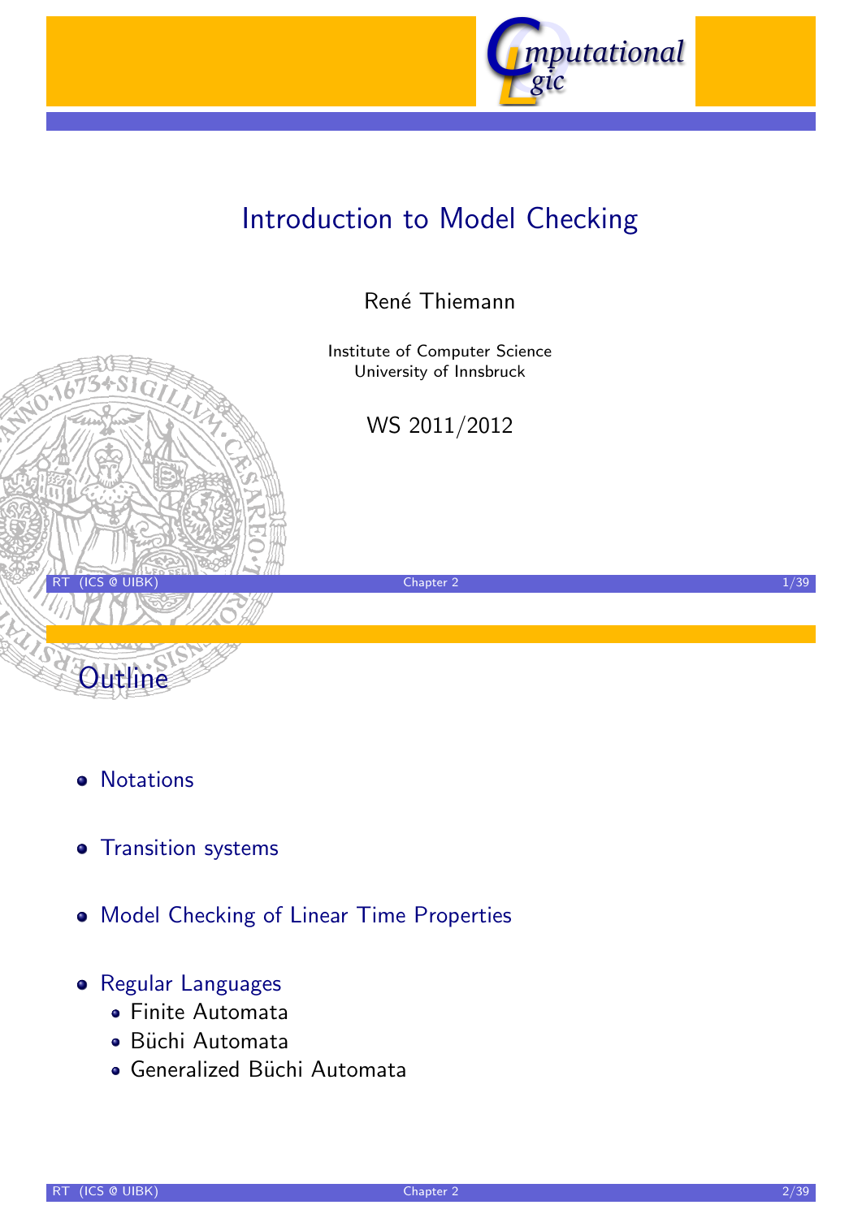# Introduction to Model Checking

René Thiemann

Institute of Computer Science
University of Innsbruck

WS 2011/2012

## Outline

- Notations
- Transition systems
- Model Checking of Linear Time Properties
- Regular Languages
  - Finite Automata
  - Büchi Automata
  - Generalized Büchi Automata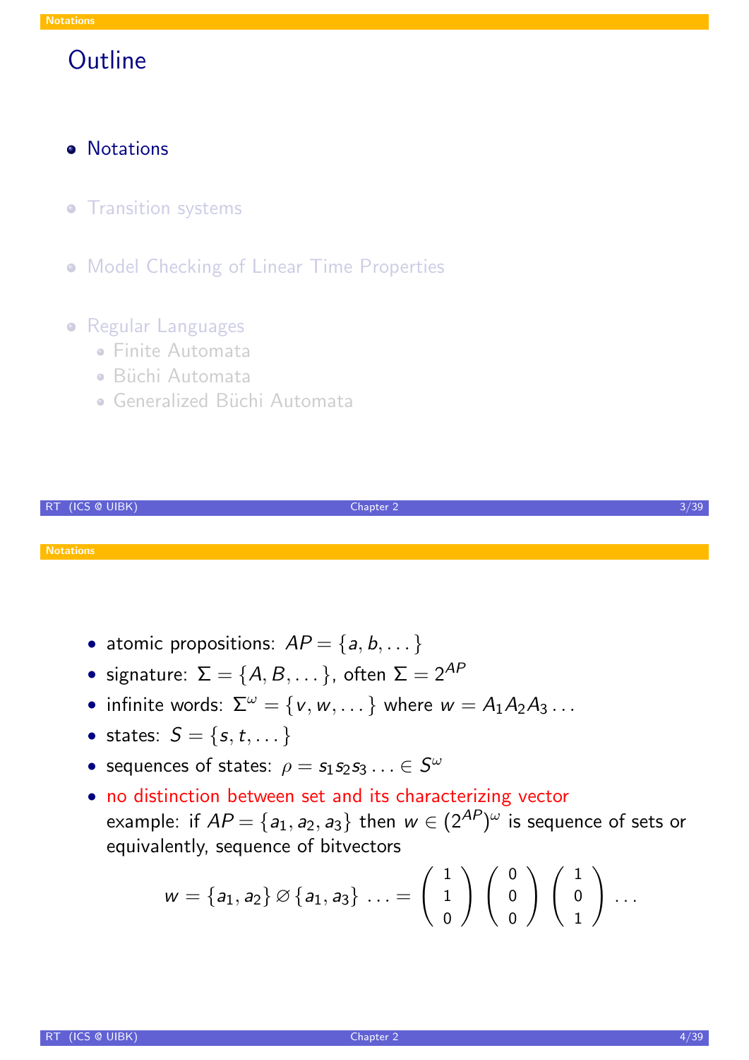## Outline

- Notations
- Transition systems
- Model Checking of Linear Time Properties
- Regular Languages
  - Finite Automata
  - Büchi Automata
  - Generalized Büchi Automata

## Notations

- atomic propositions: $AP = \{a, b, \dots\}$
- signature: $\Sigma = \{A, B, \dots\}$, often $\Sigma = 2^{AP}$
- infinite words: $\Sigma^\omega = \{v, w, \dots\}$ where $w = A_1 A_2 A_3 \dots$
- states: $S = \{s, t, \dots\}$
- sequences of states: $\rho = s_1 s_2 s_3 \dots \in S^\omega$
- no distinction between set and its characterizing vector
  example: if $AP = \{a_1, a_2, a_3\}$ then $w \in (2^{AP})^\omega$ is sequence of sets or equivalently, sequence of bitvectors

$$w = \{a_1, a_2\} \varnothing \{a_1, a_3\} \dots = \begin{pmatrix} 1 \\ 1 \\ 0 \end{pmatrix} \begin{pmatrix} 0 \\ 0 \\ 0 \end{pmatrix} \begin{pmatrix} 1 \\ 0 \\ 1 \end{pmatrix} \dots$$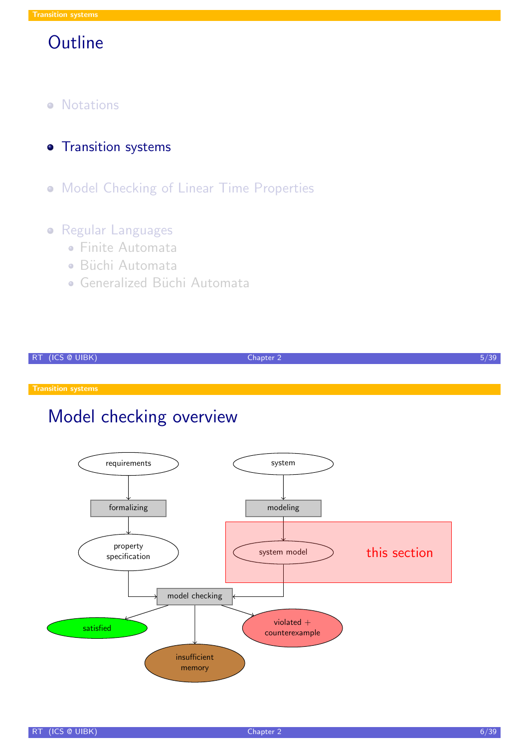## Outline

- Notations
- Transition systems
- Model Checking of Linear Time Properties
- Regular Languages
  - Finite Automata
  - Büchi Automata
  - Generalized Büchi Automata

## Model checking overview

requirements → formalizing → property specification

system → modeling → system model

property specification, system model → model checking

model checking → satisfied / insufficient memory / violated + counterexample

this section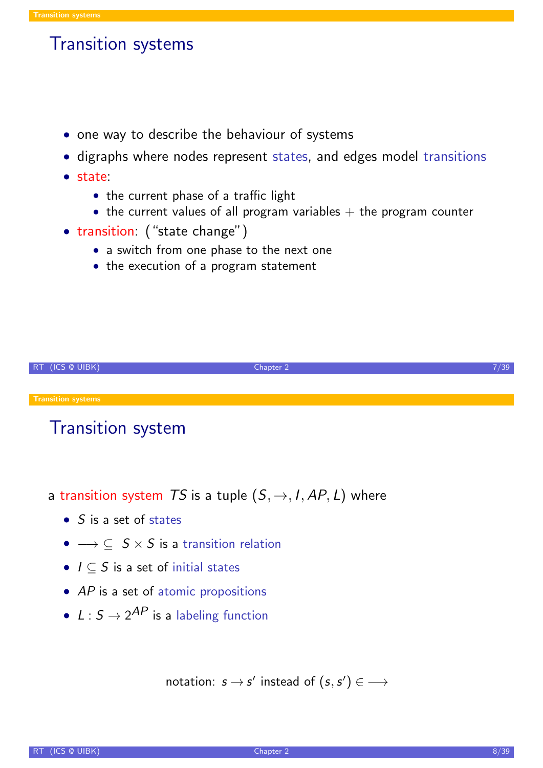## Transition systems

- one way to describe the behaviour of systems
- digraphs where nodes represent states, and edges model transitions
- state:
  - the current phase of a traffic light
  - the current values of all program variables + the program counter
- transition: ("state change")
  - a switch from one phase to the next one
  - the execution of a program statement

## Transition system

a transition system $TS$ is a tuple $(S, \rightarrow, I, AP, L)$ where

- $S$ is a set of states
- $\longrightarrow \subseteq S \times S$ is a transition relation
- $I \subseteq S$ is a set of initial states
- $AP$ is a set of atomic propositions
- $L : S \rightarrow 2^{AP}$ is a labeling function

notation: $s \rightarrow s'$ instead of $(s, s') \in \longrightarrow$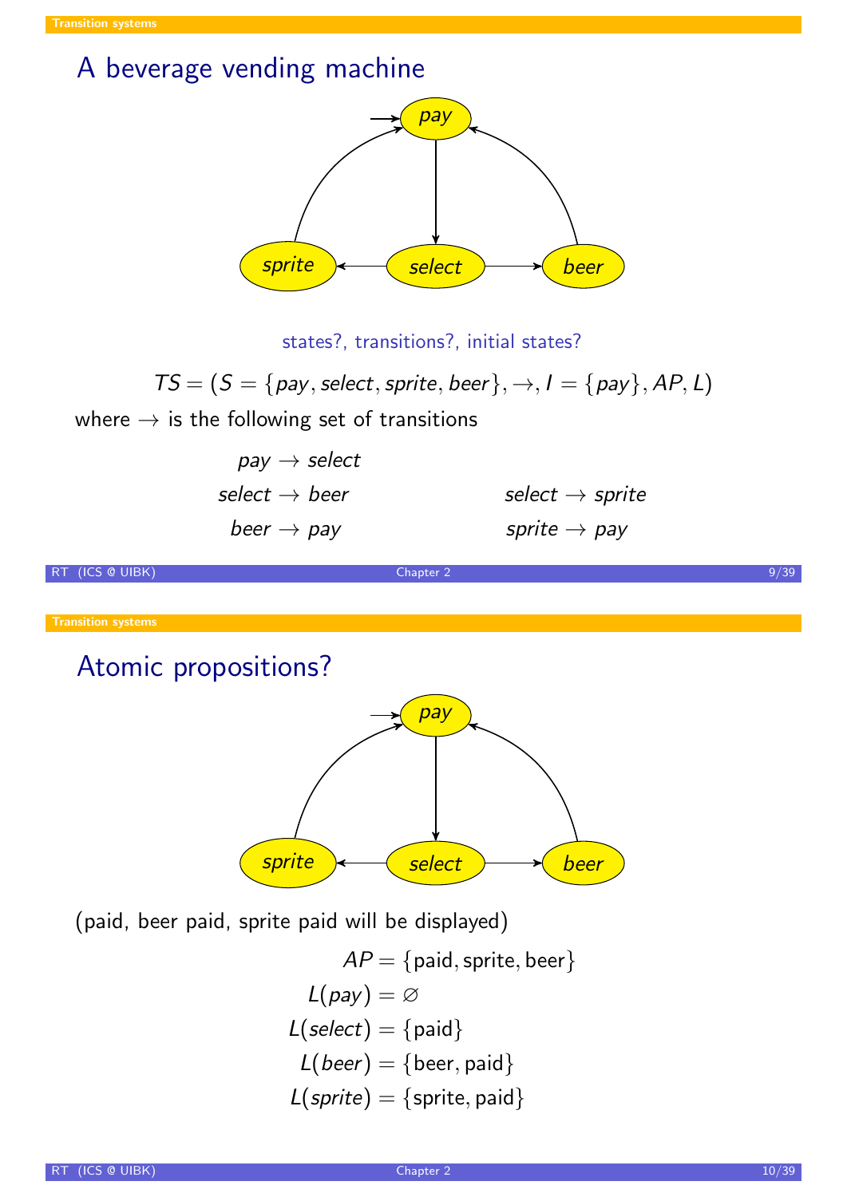## A beverage vending machine

states?, transitions?, initial states?

$$TS = (S = \{pay, select, sprite, beer\}, \rightarrow, I = \{pay\}, AP, L)$$

where $\rightarrow$ is the following set of transitions

$$pay \rightarrow select$$

$$select \rightarrow beer \qquad select \rightarrow sprite$$

$$beer \rightarrow pay \qquad sprite \rightarrow pay$$

## Atomic propositions?

(paid, beer paid, sprite paid will be displayed)

$$AP = \{\text{paid}, \text{sprite}, \text{beer}\}$$

$$L(pay) = \varnothing$$

$$L(select) = \{\text{paid}\}$$

$$L(beer) = \{\text{beer}, \text{paid}\}$$

$$L(sprite) = \{\text{sprite}, \text{paid}\}$$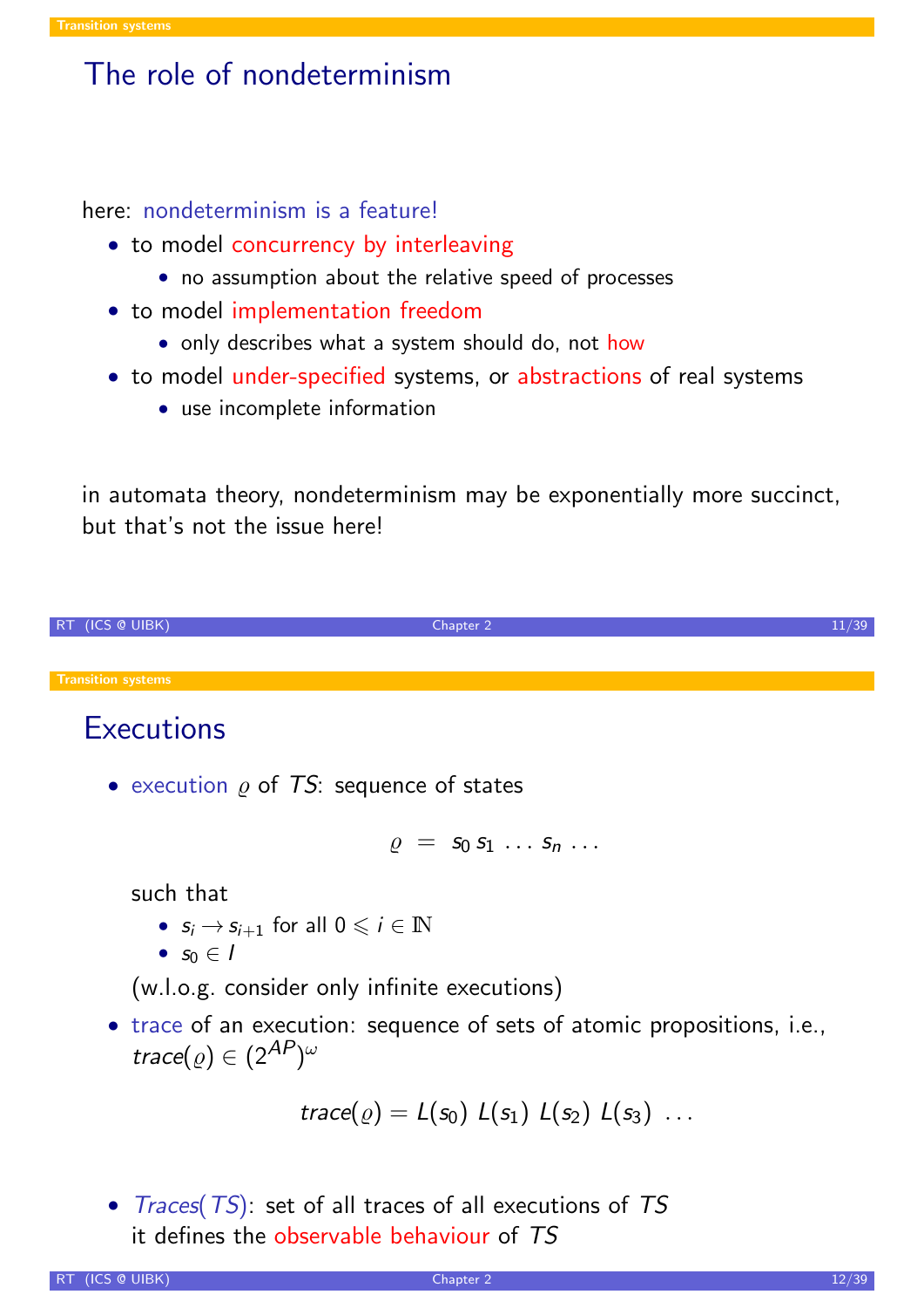## The role of nondeterminism

here: nondeterminism is a feature!

- to model concurrency by interleaving
  - no assumption about the relative speed of processes
- to model implementation freedom
  - only describes what a system should do, not how
- to model under-specified systems, or abstractions of real systems
  - use incomplete information

in automata theory, nondeterminism may be exponentially more succinct, but that's not the issue here!

## Executions

- execution $\varrho$ of $TS$: sequence of states

  $$\varrho \;=\; s_0\, s_1\, \ldots\, s_n\, \ldots$$

  such that
  - $s_i \rightarrow s_{i+1}$ for all $0 \leqslant i \in \mathbb{N}$
  - $s_0 \in I$

  (w.l.o.g. consider only infinite executions)

- trace of an execution: sequence of sets of atomic propositions, i.e., $trace(\varrho) \in (2^{AP})^\omega$

  $$trace(\varrho) = L(s_0)\; L(s_1)\; L(s_2)\; L(s_3)\; \ldots$$

- $Traces(TS)$: set of all traces of all executions of $TS$
  it defines the observable behaviour of $TS$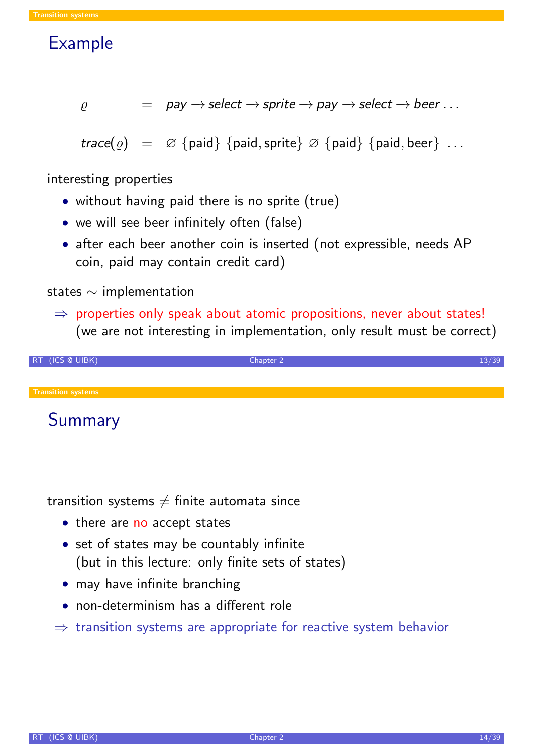## Example

$$\varrho \quad = \quad \textit{pay} \rightarrow \textit{select} \rightarrow \textit{sprite} \rightarrow \textit{pay} \rightarrow \textit{select} \rightarrow \textit{beer} \ldots$$

$$\textit{trace}(\varrho) \quad = \quad \varnothing \ \{\text{paid}\} \ \{\text{paid}, \text{sprite}\} \ \varnothing \ \{\text{paid}\} \ \{\text{paid}, \text{beer}\} \ \ldots$$

interesting properties

- without having paid there is no sprite (true)
- we will see beer infinitely often (false)
- after each beer another coin is inserted (not expressible, needs AP coin, paid may contain credit card)

states $\sim$ implementation

$\Rightarrow$ properties only speak about atomic propositions, never about states!
(we are not interesting in implementation, only result must be correct)

## Summary

transition systems $\neq$ finite automata since

- there are no accept states
- set of states may be countably infinite
  (but in this lecture: only finite sets of states)
- may have infinite branching
- non-determinism has a different role

$\Rightarrow$ transition systems are appropriate for reactive system behavior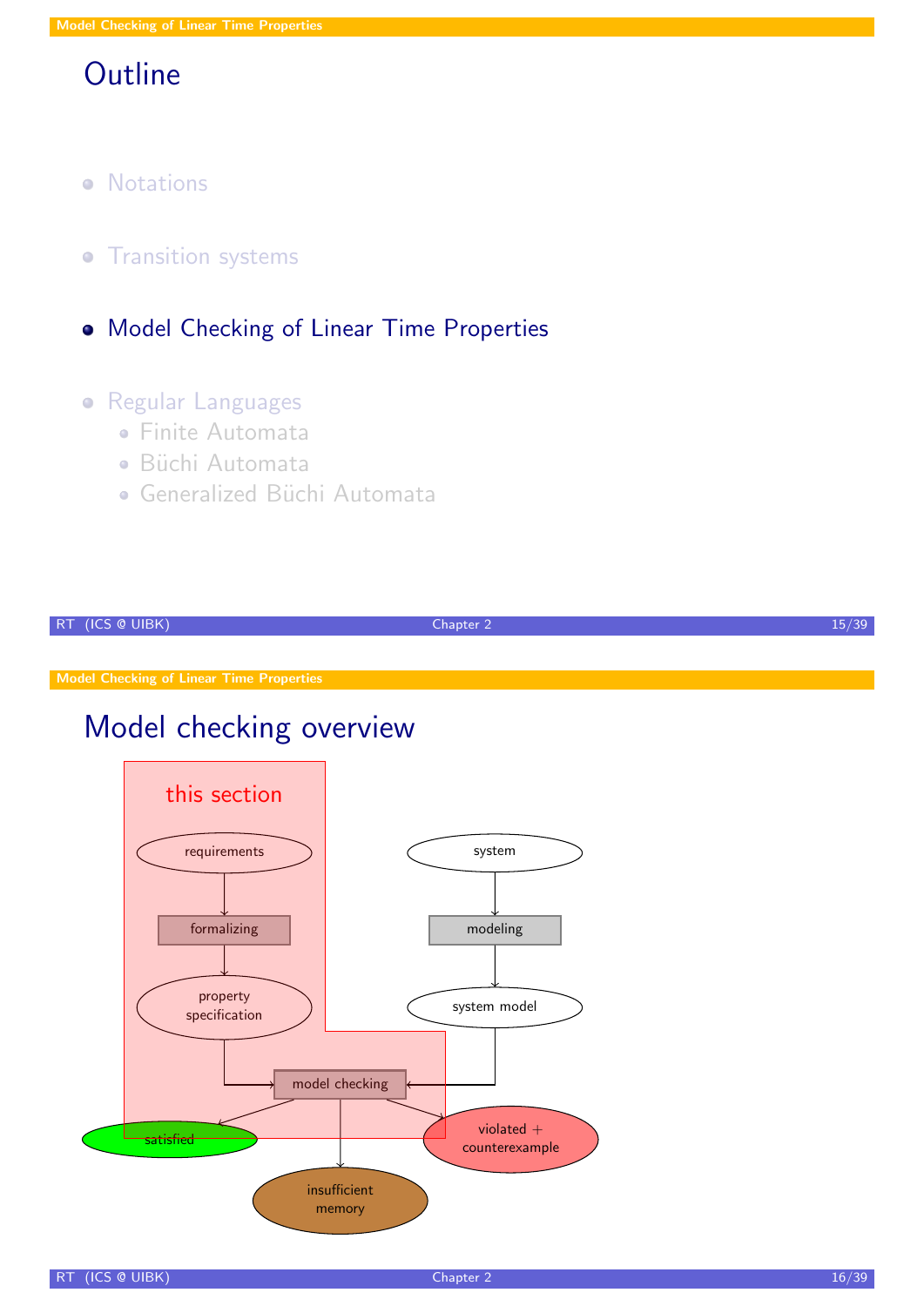## Outline

- Notations
- Transition systems
- **Model Checking of Linear Time Properties**
- Regular Languages
  - Finite Automata
  - Büchi Automata
  - Generalized Büchi Automata

## Model checking overview

this section

requirements → formalizing → property specification → model checking

system → modeling → system model → model checking

model checking → satisfied

model checking → insufficient memory

model checking → violated + counterexample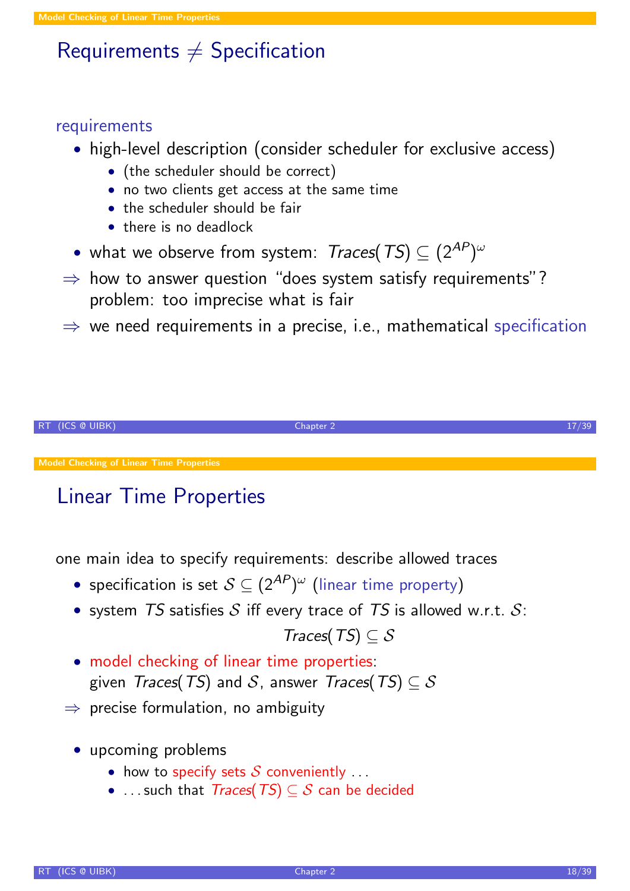# Requirements ≠ Specification

requirements

- high-level description (consider scheduler for exclusive access)
  - (the scheduler should be correct)
  - no two clients get access at the same time
  - the scheduler should be fair
  - there is no deadlock
- what we observe from system: $Traces(TS) \subseteq (2^{AP})^\omega$

$\Rightarrow$ how to answer question "does system satisfy requirements"? problem: too imprecise what is fair

$\Rightarrow$ we need requirements in a precise, i.e., mathematical specification

# Linear Time Properties

one main idea to specify requirements: describe allowed traces

- specification is set $\mathcal{S} \subseteq (2^{AP})^\omega$ (linear time property)
- system $TS$ satisfies $\mathcal{S}$ iff every trace of $TS$ is allowed w.r.t. $\mathcal{S}$:

$$Traces(TS) \subseteq \mathcal{S}$$

- model checking of linear time properties: given $Traces(TS)$ and $\mathcal{S}$, answer $Traces(TS) \subseteq \mathcal{S}$

$\Rightarrow$ precise formulation, no ambiguity

- upcoming problems
  - how to specify sets $\mathcal{S}$ conveniently ...
  - ... such that $Traces(TS) \subseteq \mathcal{S}$ can be decided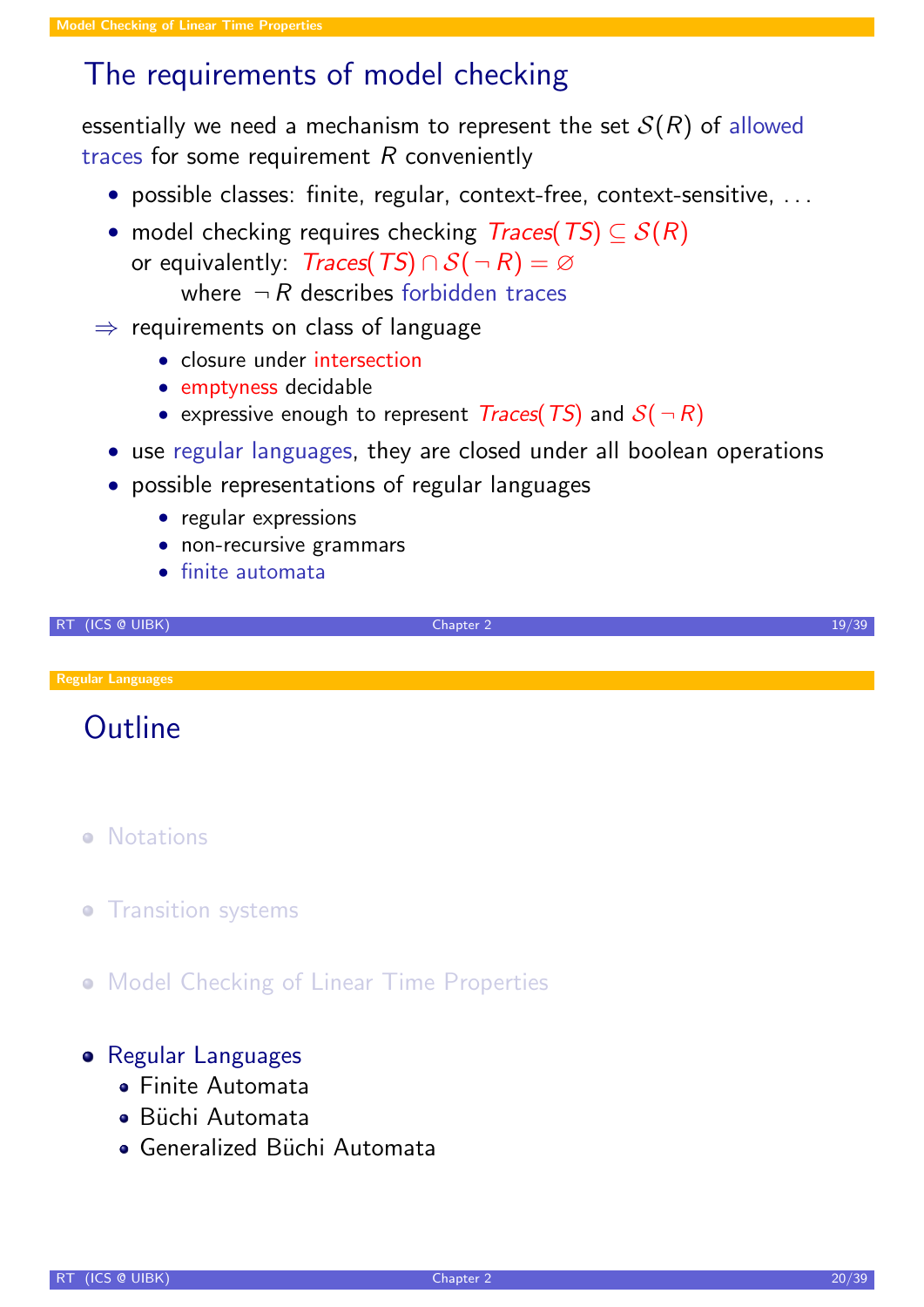## The requirements of model checking

essentially we need a mechanism to represent the set $\mathcal{S}(R)$ of allowed traces for some requirement $R$ conveniently

- possible classes: finite, regular, context-free, context-sensitive, ...
- model checking requires checking $\mathit{Traces}(\mathit{TS}) \subseteq \mathcal{S}(R)$
  or equivalently: $\mathit{Traces}(\mathit{TS}) \cap \mathcal{S}(\neg R) = \varnothing$
  where $\neg R$ describes forbidden traces

$\Rightarrow$ requirements on class of language
  - closure under intersection
  - emptyness decidable
  - expressive enough to represent $\mathit{Traces}(\mathit{TS})$ and $\mathcal{S}(\neg R)$

- use regular languages, they are closed under all boolean operations
- possible representations of regular languages
  - regular expressions
  - non-recursive grammars
  - finite automata

## Outline

- Notations
- Transition systems
- Model Checking of Linear Time Properties
- Regular Languages
  - Finite Automata
  - Büchi Automata
  - Generalized Büchi Automata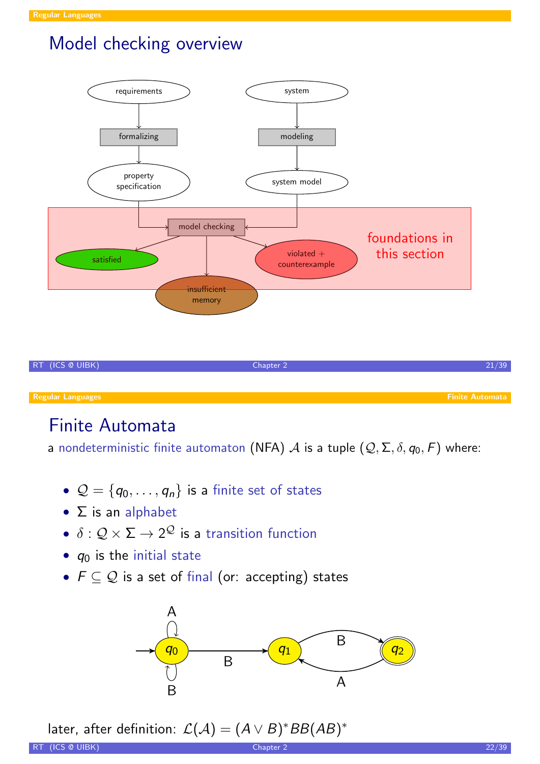# Model checking overview

requirements → formalizing → property specification

system → modeling → system model

property specification, system model → model checking → satisfied / violated + counterexample / insufficient memory

foundations in this section

# Finite Automata

a nondeterministic finite automaton (NFA) $\mathcal{A}$ is a tuple $(\mathcal{Q}, \Sigma, \delta, q_0, F)$ where:

- $\mathcal{Q} = \{q_0, \ldots, q_n\}$ is a finite set of states
- $\Sigma$ is an alphabet
- $\delta : \mathcal{Q} \times \Sigma \to 2^{\mathcal{Q}}$ is a transition function
- $q_0$ is the initial state
- $F \subseteq \mathcal{Q}$ is a set of final (or: accepting) states

later, after definition: $\mathcal{L}(\mathcal{A}) = (A \vee B)^* BB(AB)^*$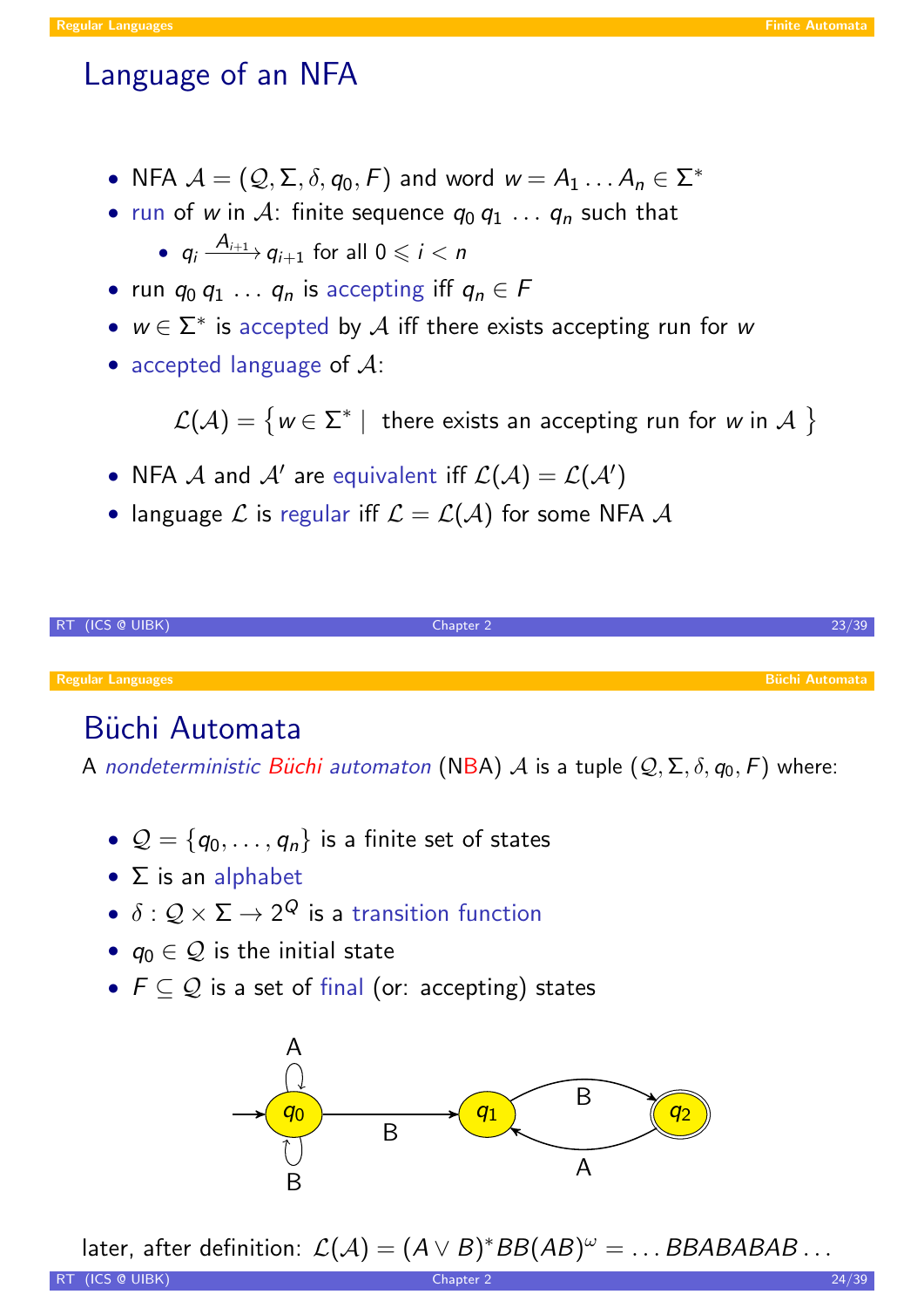# Language of an NFA

- NFA $\mathcal{A} = (\mathcal{Q}, \Sigma, \delta, q_0, F)$ and word $w = A_1 \ldots A_n \in \Sigma^*$
- run of $w$ in $\mathcal{A}$: finite sequence $q_0\, q_1\, \ldots\, q_n$ such that
  - $q_i \xrightarrow{A_{i+1}} q_{i+1}$ for all $0 \leqslant i < n$
- run $q_0\, q_1\, \ldots\, q_n$ is accepting iff $q_n \in F$
- $w \in \Sigma^*$ is accepted by $\mathcal{A}$ iff there exists accepting run for $w$
- accepted language of $\mathcal{A}$:

$$\mathcal{L}(\mathcal{A}) = \left\{ w \in \Sigma^* \mid \text{ there exists an accepting run for } w \text{ in } \mathcal{A} \right\}$$

- NFA $\mathcal{A}$ and $\mathcal{A}'$ are equivalent iff $\mathcal{L}(\mathcal{A}) = \mathcal{L}(\mathcal{A}')$
- language $\mathcal{L}$ is regular iff $\mathcal{L} = \mathcal{L}(\mathcal{A})$ for some NFA $\mathcal{A}$

# Büchi Automata

A *nondeterministic Büchi automaton* (NBA) $\mathcal{A}$ is a tuple $(\mathcal{Q}, \Sigma, \delta, q_0, F)$ where:

- $\mathcal{Q} = \{q_0, \ldots, q_n\}$ is a finite set of states
- $\Sigma$ is an alphabet
- $\delta : \mathcal{Q} \times \Sigma \to 2^Q$ is a transition function
- $q_0 \in \mathcal{Q}$ is the initial state
- $F \subseteq \mathcal{Q}$ is a set of final (or: accepting) states

later, after definition: $\mathcal{L}(\mathcal{A}) = (A \vee B)^* BB(AB)^\omega = \ldots BBABABAB \ldots$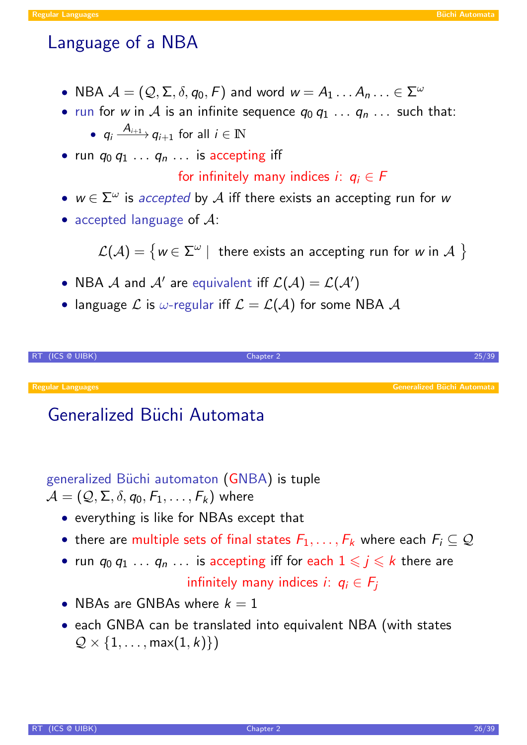## Language of a NBA

- NBA $\mathcal{A} = (\mathcal{Q}, \Sigma, \delta, q_0, F)$ and word $w = A_1 \dots A_n \dots \in \Sigma^\omega$
- run for $w$ in $\mathcal{A}$ is an infinite sequence $q_0\, q_1\, \dots\, q_n\, \dots$ such that:
  - $q_i \xrightarrow{A_{i+1}} q_{i+1}$ for all $i \in \mathbb{N}$
- run $q_0\, q_1\, \dots\, q_n\, \dots$ is accepting iff

  for infinitely many indices $i$: $q_i \in F$
- $w \in \Sigma^\omega$ is *accepted* by $\mathcal{A}$ iff there exists an accepting run for $w$
- accepted language of $\mathcal{A}$:

$$\mathcal{L}(\mathcal{A}) = \left\{ w \in \Sigma^\omega \mid \text{ there exists an accepting run for } w \text{ in } \mathcal{A} \right\}$$

- NBA $\mathcal{A}$ and $\mathcal{A}'$ are equivalent iff $\mathcal{L}(\mathcal{A}) = \mathcal{L}(\mathcal{A}')$
- language $\mathcal{L}$ is $\omega$-regular iff $\mathcal{L} = \mathcal{L}(\mathcal{A})$ for some NBA $\mathcal{A}$

## Generalized Büchi Automata

generalized Büchi automaton (GNBA) is tuple
$\mathcal{A} = (\mathcal{Q}, \Sigma, \delta, q_0, F_1, \dots, F_k)$ where

- everything is like for NBAs except that
- there are multiple sets of final states $F_1, \dots, F_k$ where each $F_i \subseteq \mathcal{Q}$
- run $q_0\, q_1\, \dots\, q_n\, \dots$ is accepting iff for each $1 \leqslant j \leqslant k$ there are

  infinitely many indices $i$: $q_i \in F_j$
- NBAs are GNBAs where $k = 1$
- each GNBA can be translated into equivalent NBA (with states $\mathcal{Q} \times \{1, \dots, \max(1, k)\}$)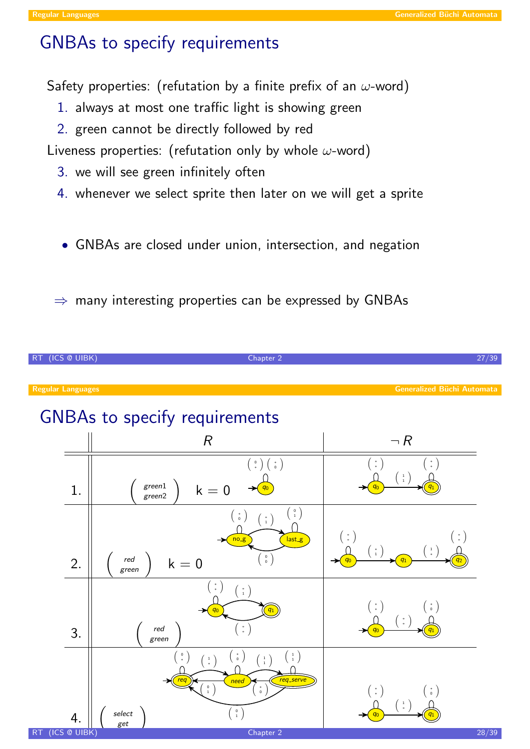## GNBAs to specify requirements

Safety properties: (refutation by a finite prefix of an $\omega$-word)

1. always at most one traffic light is showing green
2. green cannot be directly followed by red

Liveness properties: (refutation only by whole $\omega$-word)

3. we will see green infinitely often
4. whenever we select sprite then later on we will get a sprite

- GNBAs are closed under union, intersection, and negation

$\Rightarrow$ many interesting properties can be expressed by GNBAs

## GNBAs to specify requirements

| | $R$ | $\neg R$ |
|---|---|---|
| 1. | $\begin{pmatrix} green1 \\ green2 \end{pmatrix}$ k = 0; state $q_0$ with self-loops $\binom{0}{*}$, $\binom{*}{0}$ | $q_0$ with self-loop $\binom{*}{*}$, $q_0 \xrightarrow{\binom{1}{1}} q_1$, $q_1$ (accepting) with self-loop $\binom{*}{*}$ |
| 2. | $\begin{pmatrix} red \\ green \end{pmatrix}$ k = 0; no_g with self-loop $\binom{*}{0}$, no_g $\xrightarrow{\binom{*}{1}}$ last_g, last_g with self-loop $\binom{0}{1}$, last_g $\xrightarrow{\binom{0}{0}}$ no_g | $q_0$ with self-loop $\binom{*}{*}$, $q_0 \xrightarrow{\binom{*}{1}} q_1$, $q_1 \xrightarrow{\binom{1}{*}} q_2$, $q_2$ (accepting) with self-loop $\binom{*}{*}$ |
| 3. | $\begin{pmatrix} red \\ green \end{pmatrix}$; $q_0$ with self-loop $\binom{*}{*}$, $q_0 \xrightarrow{\binom{*}{1}} q_1$ (accepting), $q_1 \xrightarrow{\binom{*}{*}} q_0$ | $q_0$ with self-loop $\binom{*}{*}$, $q_0 \xrightarrow{\binom{*}{*}} q_1$, $q_1$ (accepting) with self-loop $\binom{*}{0}$ |
| 4. | $\begin{pmatrix} select \\ get \end{pmatrix}$; req (accepting) with self-loop $\binom{0}{*}$, req $\xrightarrow{\binom{1}{*}}$ need, need $\xrightarrow{\binom{0}{1}}$ req, need with self-loop $\binom{*}{0}$, need $\xrightarrow{\binom{1}{1}}$ req_serve, req_serve (accepting) with self-loop $\binom{1}{1}$, req_serve $\xrightarrow{\binom{*}{0}}$ need, req_serve $\xrightarrow{\binom{0}{1}}$ req | $q_0$ with self-loop $\binom{*}{*}$, $q_0 \xrightarrow{\binom{1}{*}} q_1$, $q_1$ (accepting) with self-loop $\binom{*}{0}$ |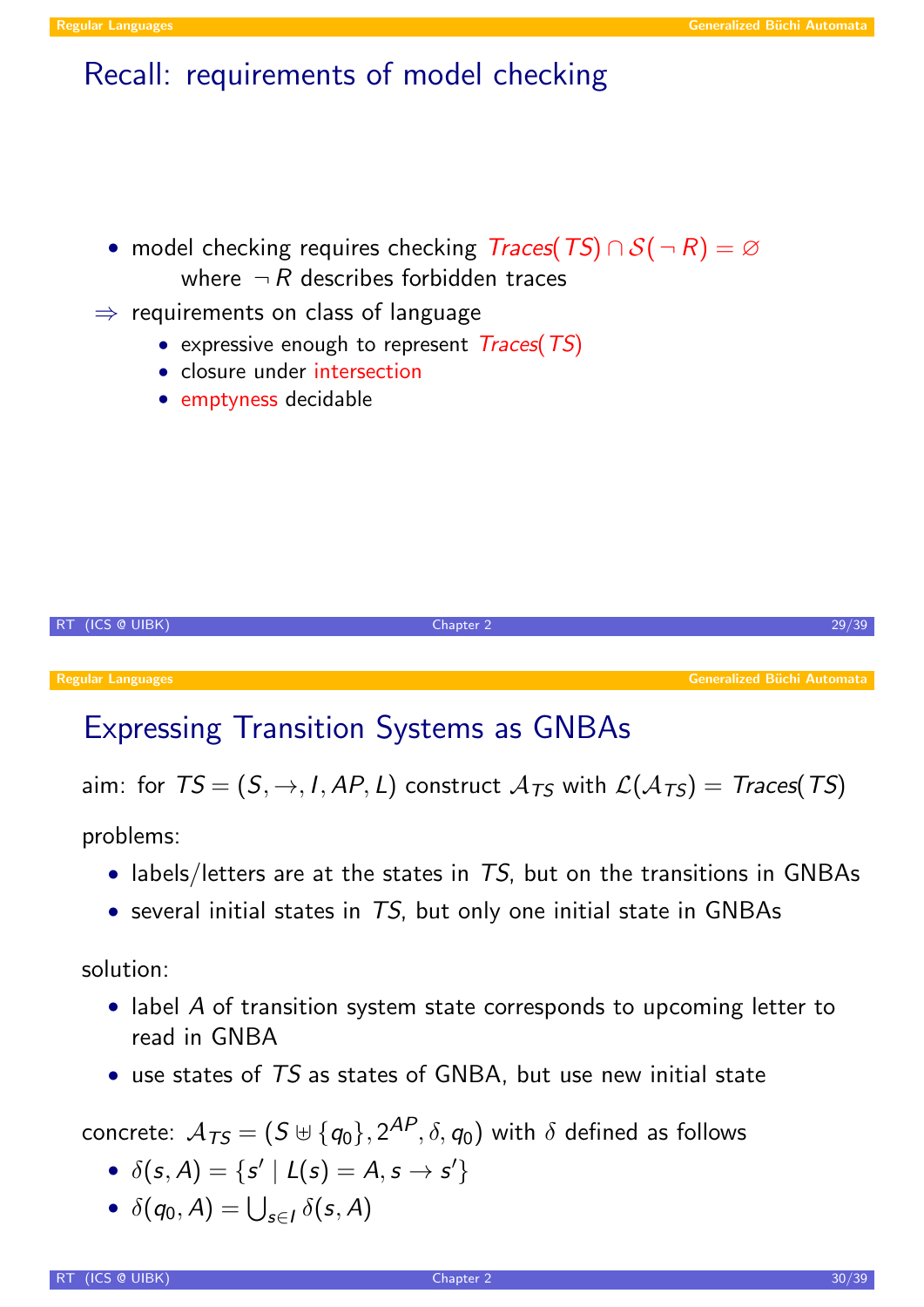## Recall: requirements of model checking

- model checking requires checking $Traces(TS) \cap \mathcal{S}(\neg R) = \varnothing$
  where $\neg R$ describes forbidden traces

$\Rightarrow$ requirements on class of language

- expressive enough to represent $Traces(TS)$
- closure under intersection
- emptyness decidable

## Expressing Transition Systems as GNBAs

aim: for $TS = (S, \to, I, AP, L)$ construct $\mathcal{A}_{TS}$ with $\mathcal{L}(\mathcal{A}_{TS}) = Traces(TS)$

problems:

- labels/letters are at the states in $TS$, but on the transitions in GNBAs
- several initial states in $TS$, but only one initial state in GNBAs

solution:

- label $A$ of transition system state corresponds to upcoming letter to read in GNBA
- use states of $TS$ as states of GNBA, but use new initial state

concrete: $\mathcal{A}_{TS} = (S \uplus \{q_0\}, 2^{AP}, \delta, q_0)$ with $\delta$ defined as follows

- $\delta(s, A) = \{s' \mid L(s) = A, s \to s'\}$
- $\delta(q_0, A) = \bigcup_{s \in I} \delta(s, A)$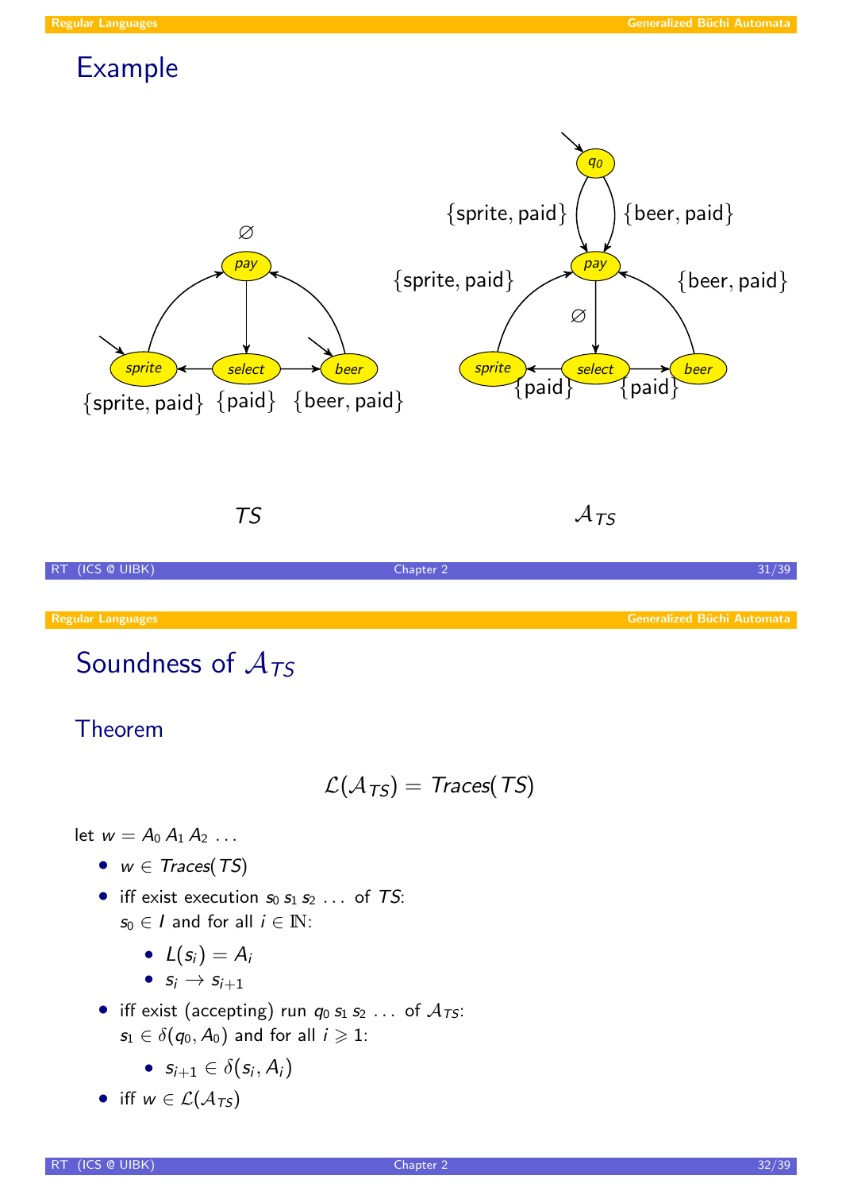## Example

TS

$\mathcal{A}_{TS}$

## Soundness of $\mathcal{A}_{TS}$

### Theorem

$$\mathcal{L}(\mathcal{A}_{TS}) = \mathit{Traces}(TS)$$

let $w = A_0\, A_1\, A_2\, \ldots$

- $w \in \mathit{Traces}(TS)$
- iff exist execution $s_0\, s_1\, s_2\, \ldots$ of $TS$:
  $s_0 \in I$ and for all $i \in \mathbb{N}$:
  - $L(s_i) = A_i$
  - $s_i \to s_{i+1}$
- iff exist (accepting) run $q_0\, s_1\, s_2\, \ldots$ of $\mathcal{A}_{TS}$:
  $s_1 \in \delta(q_0, A_0)$ and for all $i \geqslant 1$:
  - $s_{i+1} \in \delta(s_i, A_i)$
- iff $w \in \mathcal{L}(\mathcal{A}_{TS})$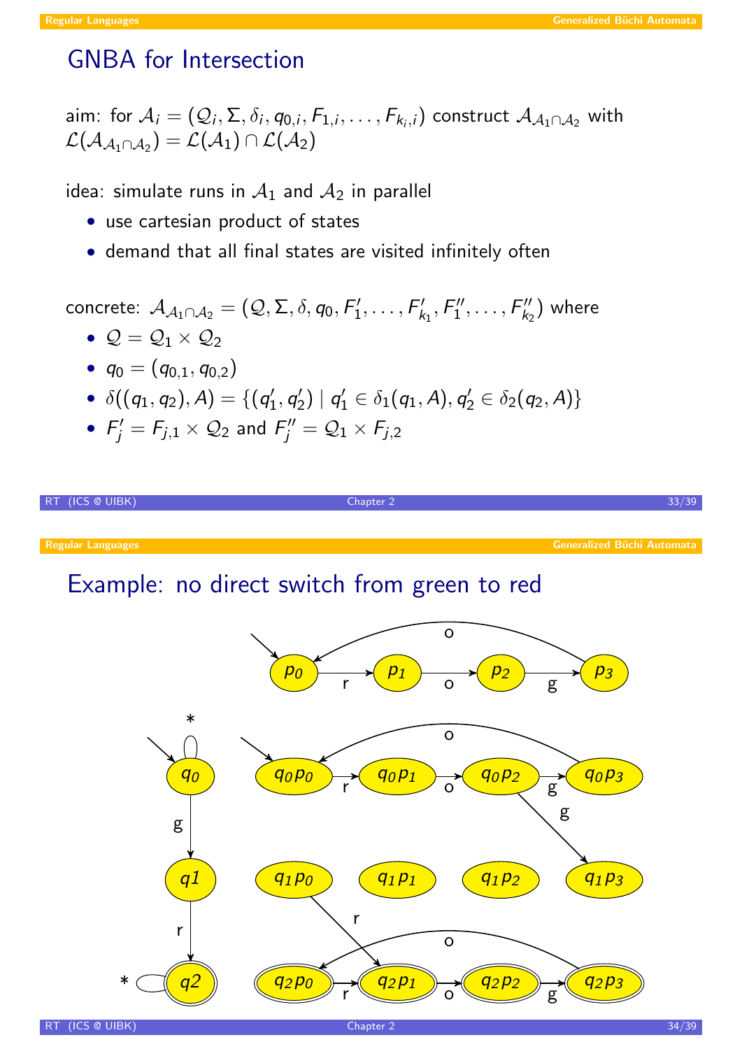# GNBA for Intersection

aim: for $\mathcal{A}_i = (\mathcal{Q}_i, \Sigma, \delta_i, q_{0,i}, F_{1,i}, \ldots, F_{k_i,i})$ construct $\mathcal{A}_{\mathcal{A}_1 \cap \mathcal{A}_2}$ with $\mathcal{L}(\mathcal{A}_{\mathcal{A}_1 \cap \mathcal{A}_2}) = \mathcal{L}(\mathcal{A}_1) \cap \mathcal{L}(\mathcal{A}_2)$

idea: simulate runs in $\mathcal{A}_1$ and $\mathcal{A}_2$ in parallel

- use cartesian product of states
- demand that all final states are visited infinitely often

concrete: $\mathcal{A}_{\mathcal{A}_1 \cap \mathcal{A}_2} = (\mathcal{Q}, \Sigma, \delta, q_0, F'_1, \ldots, F'_{k_1}, F''_1, \ldots, F''_{k_2})$ where

- $\mathcal{Q} = \mathcal{Q}_1 \times \mathcal{Q}_2$
- $q_0 = (q_{0,1}, q_{0,2})$
- $\delta((q_1, q_2), A) = \{(q'_1, q'_2) \mid q'_1 \in \delta_1(q_1, A), q'_2 \in \delta_2(q_2, A)\}$
- $F'_j = F_{j,1} \times \mathcal{Q}_2$ and $F''_j = \mathcal{Q}_1 \times F_{j,2}$

# Example: no direct switch from green to red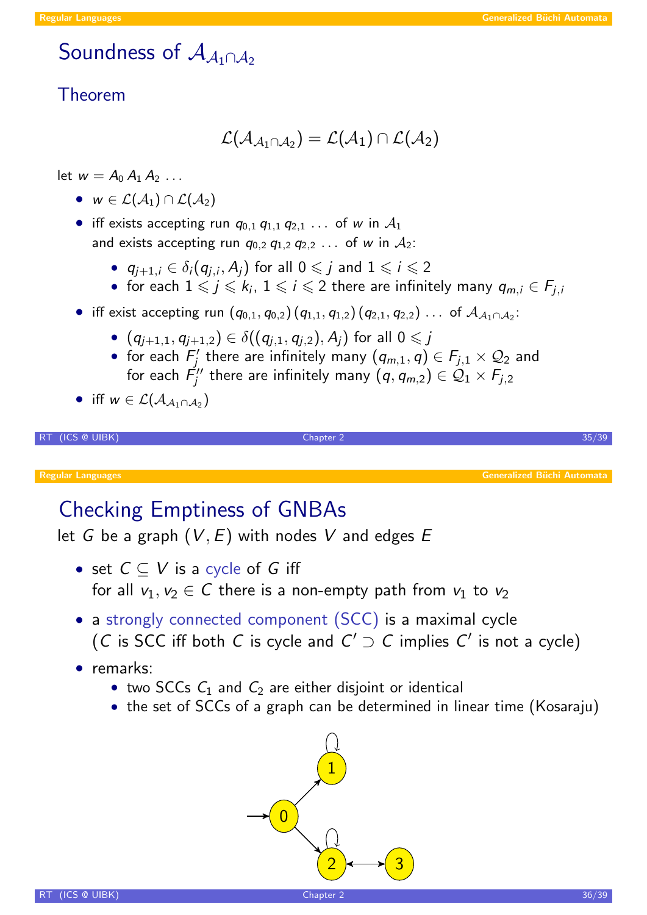## Soundness of $\mathcal{A}_{\mathcal{A}_1 \cap \mathcal{A}_2}$

### Theorem

$$\mathcal{L}(\mathcal{A}_{\mathcal{A}_1 \cap \mathcal{A}_2}) = \mathcal{L}(\mathcal{A}_1) \cap \mathcal{L}(\mathcal{A}_2)$$

let $w = A_0\, A_1\, A_2\, \ldots$

- $w \in \mathcal{L}(\mathcal{A}_1) \cap \mathcal{L}(\mathcal{A}_2)$
- iff exists accepting run $q_{0,1}\, q_{1,1}\, q_{2,1}\, \ldots$ of $w$ in $\mathcal{A}_1$ and exists accepting run $q_{0,2}\, q_{1,2}\, q_{2,2}\, \ldots$ of $w$ in $\mathcal{A}_2$:
  - $q_{j+1,i} \in \delta_i(q_{j,i}, A_j)$ for all $0 \leqslant j$ and $1 \leqslant i \leqslant 2$
  - for each $1 \leqslant j \leqslant k_i$, $1 \leqslant i \leqslant 2$ there are infinitely many $q_{m,i} \in F_{j,i}$
- iff exist accepting run $(q_{0,1}, q_{0,2})\,(q_{1,1}, q_{1,2})\,(q_{2,1}, q_{2,2})\, \ldots$ of $\mathcal{A}_{\mathcal{A}_1 \cap \mathcal{A}_2}$:
  - $(q_{j+1,1}, q_{j+1,2}) \in \delta((q_{j,1}, q_{j,2}), A_j)$ for all $0 \leqslant j$
  - for each $F_j'$ there are infinitely many $(q_{m,1}, q) \in F_{j,1} \times \mathcal{Q}_2$ and for each $F_j''$ there are infinitely many $(q, q_{m,2}) \in \mathcal{Q}_1 \times F_{j,2}$
- iff $w \in \mathcal{L}(\mathcal{A}_{\mathcal{A}_1 \cap \mathcal{A}_2})$

## Checking Emptiness of GNBAs

let $G$ be a graph $(V, E)$ with nodes $V$ and edges $E$

- set $C \subseteq V$ is a cycle of $G$ iff for all $v_1, v_2 \in C$ there is a non-empty path from $v_1$ to $v_2$
- a strongly connected component (SCC) is a maximal cycle ($C$ is SCC iff both $C$ is cycle and $C' \supset C$ implies $C'$ is not a cycle)
- remarks:
  - two SCCs $C_1$ and $C_2$ are either disjoint or identical
  - the set of SCCs of a graph can be determined in linear time (Kosaraju)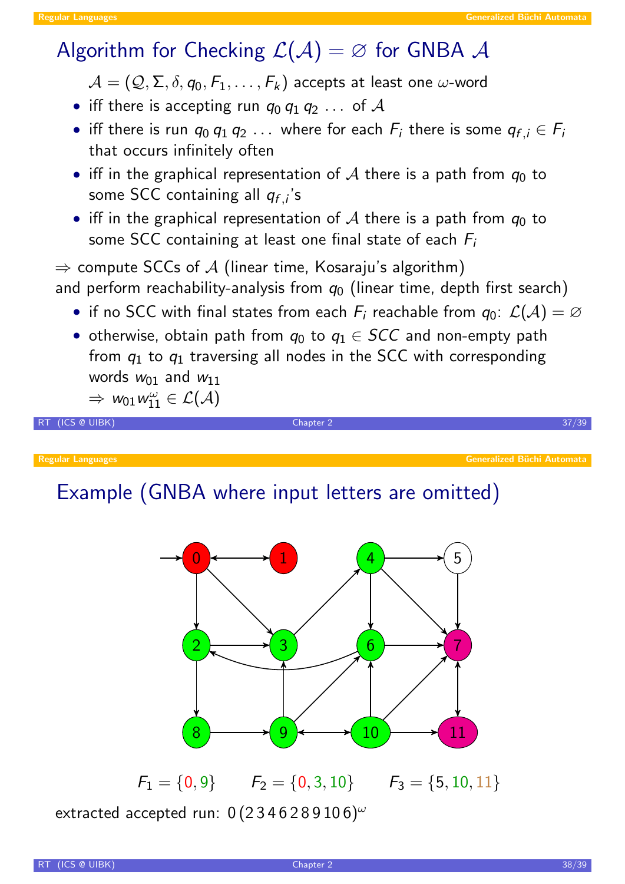# Algorithm for Checking $\mathcal{L}(\mathcal{A}) = \varnothing$ for GNBA $\mathcal{A}$

$\mathcal{A} = (\mathcal{Q}, \Sigma, \delta, q_0, F_1, \dots, F_k)$ accepts at least one $\omega$-word

- iff there is accepting run $q_0\, q_1\, q_2\, \dots$ of $\mathcal{A}$
- iff there is run $q_0\, q_1\, q_2\, \dots$ where for each $F_i$ there is some $q_{f,i} \in F_i$ that occurs infinitely often
- iff in the graphical representation of $\mathcal{A}$ there is a path from $q_0$ to some SCC containing all $q_{f,i}$'s
- iff in the graphical representation of $\mathcal{A}$ there is a path from $q_0$ to some SCC containing at least one final state of each $F_i$

$\Rightarrow$ compute SCCs of $\mathcal{A}$ (linear time, Kosaraju's algorithm) and perform reachability-analysis from $q_0$ (linear time, depth first search)

- if no SCC with final states from each $F_i$ reachable from $q_0$: $\mathcal{L}(\mathcal{A}) = \varnothing$
- otherwise, obtain path from $q_0$ to $q_1 \in SCC$ and non-empty path from $q_1$ to $q_1$ traversing all nodes in the SCC with corresponding words $w_{01}$ and $w_{11}$
  $\Rightarrow w_{01} w_{11}^{\omega} \in \mathcal{L}(\mathcal{A})$

# Example (GNBA where input letters are omitted)

$F_1 = \{0, 9\}$ $\quad F_2 = \{0, 3, 10\}$ $\quad F_3 = \{5, 10, 11\}$

extracted accepted run: $0\,(2\,3\,4\,6\,2\,8\,9\,10\,6)^{\omega}$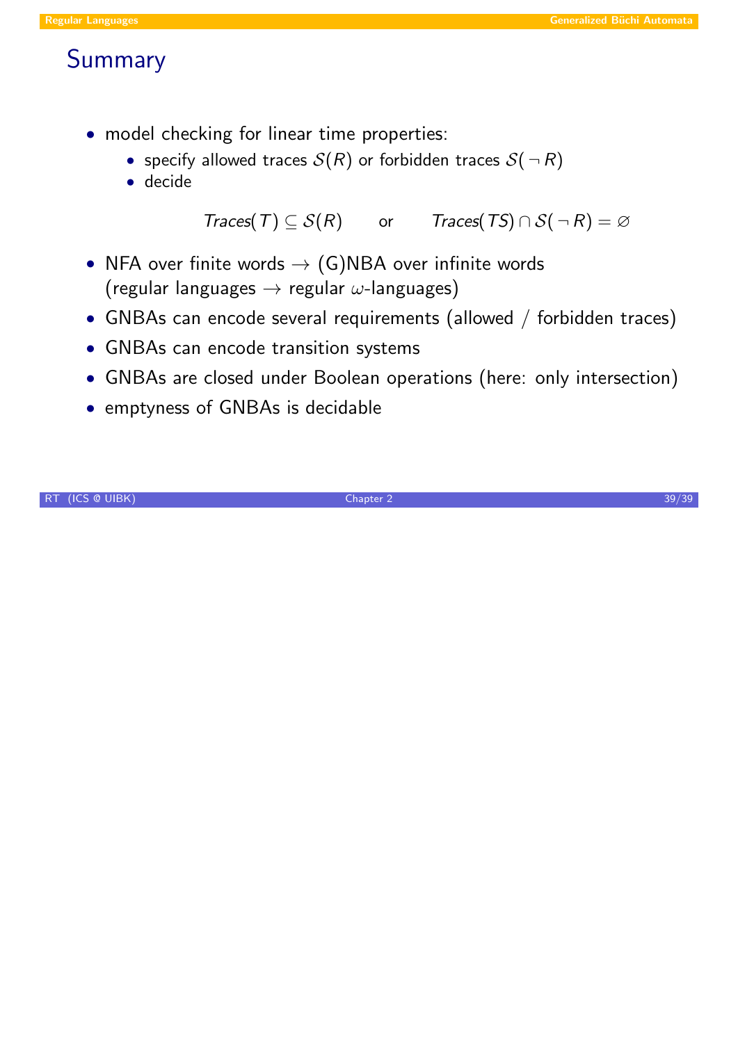# Summary

- model checking for linear time properties:
  - specify allowed traces $\mathcal{S}(R)$ or forbidden traces $\mathcal{S}(\neg R)$
  - decide

$$\mathit{Traces}(T) \subseteq \mathcal{S}(R) \qquad \text{or} \qquad \mathit{Traces}(TS) \cap \mathcal{S}(\neg R) = \varnothing$$

- NFA over finite words $\rightarrow$ (G)NBA over infinite words (regular languages $\rightarrow$ regular $\omega$-languages)
- GNBAs can encode several requirements (allowed / forbidden traces)
- GNBAs can encode transition systems
- GNBAs are closed under Boolean operations (here: only intersection)
- emptyness of GNBAs is decidable